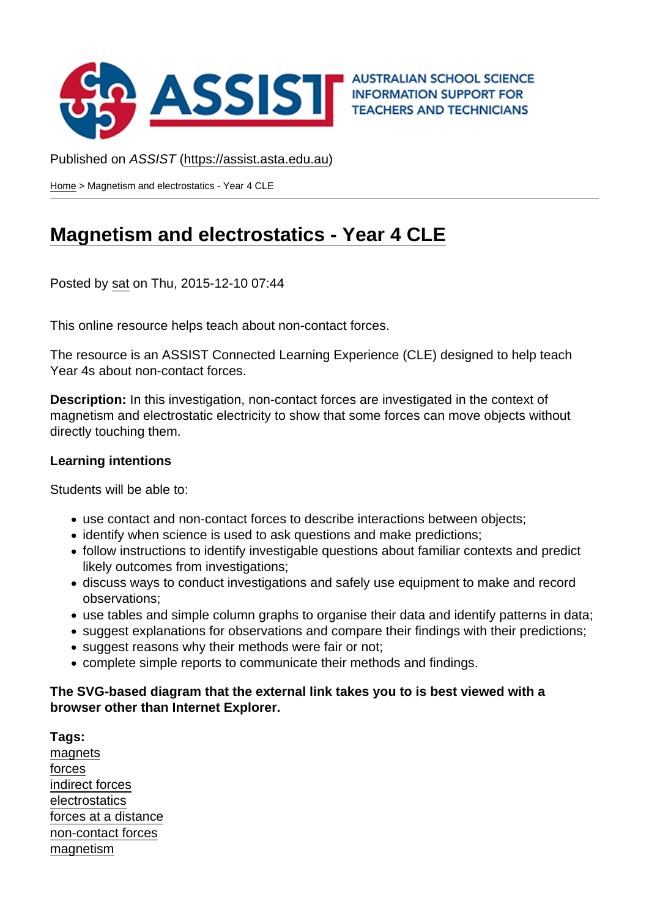AUSTRALIAN SCHOOL SCIENCE INFORMATION SUPPORT FOR TEACHERS AND TECHNICIANS

Published on *ASSIST* (https://assist.asta.edu.au)

Home > Magnetism and electrostatics - Year 4 CLE

# Magnetism and electrostatics - Year 4 CLE

Posted by sat on Thu, 2015-12-10 07:44

This online resource helps teach about non-contact forces.

The resource is an ASSIST Connected Learning Experience (CLE) designed to help teach Year 4s about non-contact forces.

**Description:** In this investigation, non-contact forces are investigated in the context of magnetism and electrostatic electricity to show that some forces can move objects without directly touching them.

**Learning intentions**

Students will be able to:

- use contact and non-contact forces to describe interactions between objects;
- identify when science is used to ask questions and make predictions;
- follow instructions to identify investigable questions about familiar contexts and predict likely outcomes from investigations;
- discuss ways to conduct investigations and safely use equipment to make and record observations;
- use tables and simple column graphs to organise their data and identify patterns in data;
- suggest explanations for observations and compare their findings with their predictions;
- suggest reasons why their methods were fair or not;
- complete simple reports to communicate their methods and findings.

**The SVG-based diagram that the external link takes you to is best viewed with a browser other than Internet Explorer.**

**Tags:**
magnets
forces
indirect forces
electrostatics
forces at a distance
non-contact forces
magnetism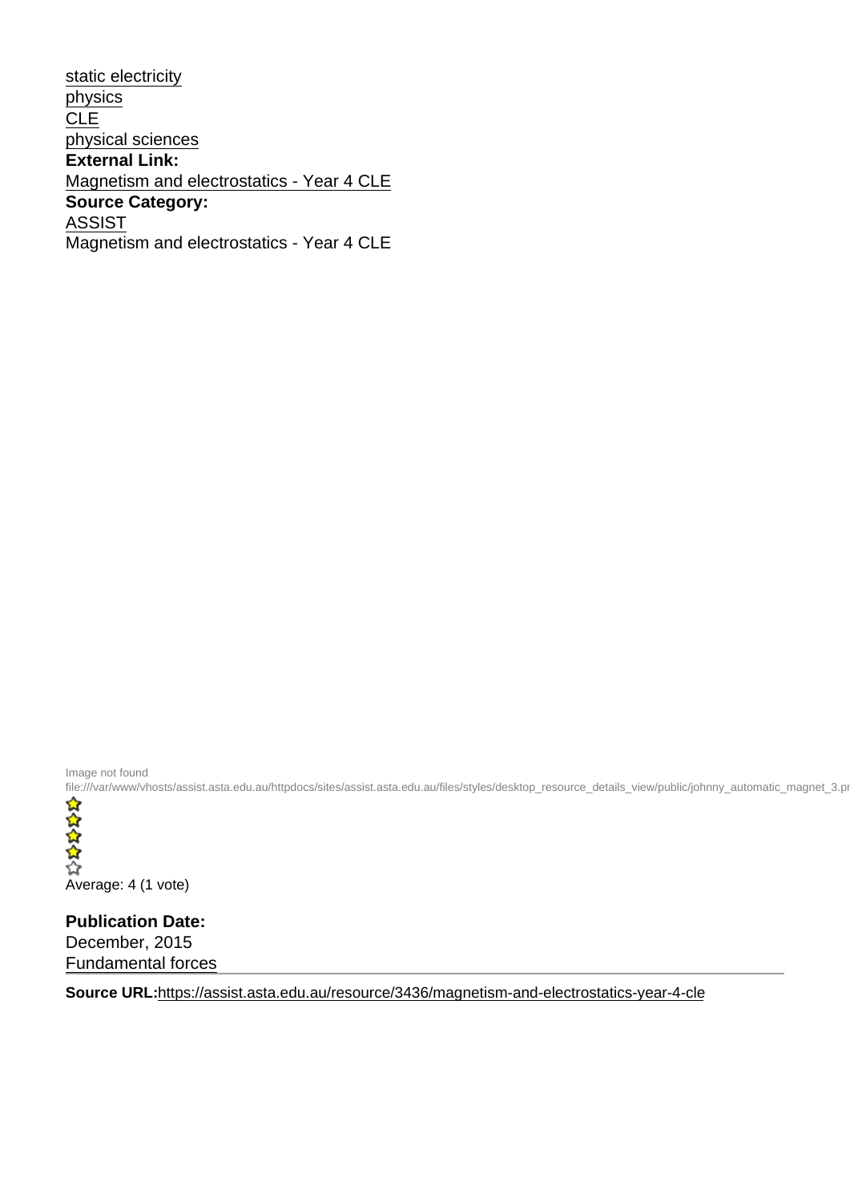static electricity
physics
CLE
physical sciences
**External Link:**
Magnetism and electrostatics - Year 4 CLE
**Source Category:**
ASSIST
Magnetism and electrostatics - Year 4 CLE

Image not found
file:///var/www/vhosts/assist.asta.edu.au/httpdocs/sites/assist.asta.edu.au/files/styles/desktop_resource_details_view/public/johnny_automatic_magnet_3.p

Average: 4 (1 vote)

**Publication Date:**
December, 2015
Fundamental forces

**Source URL:**https://assist.asta.edu.au/resource/3436/magnetism-and-electrostatics-year-4-cle